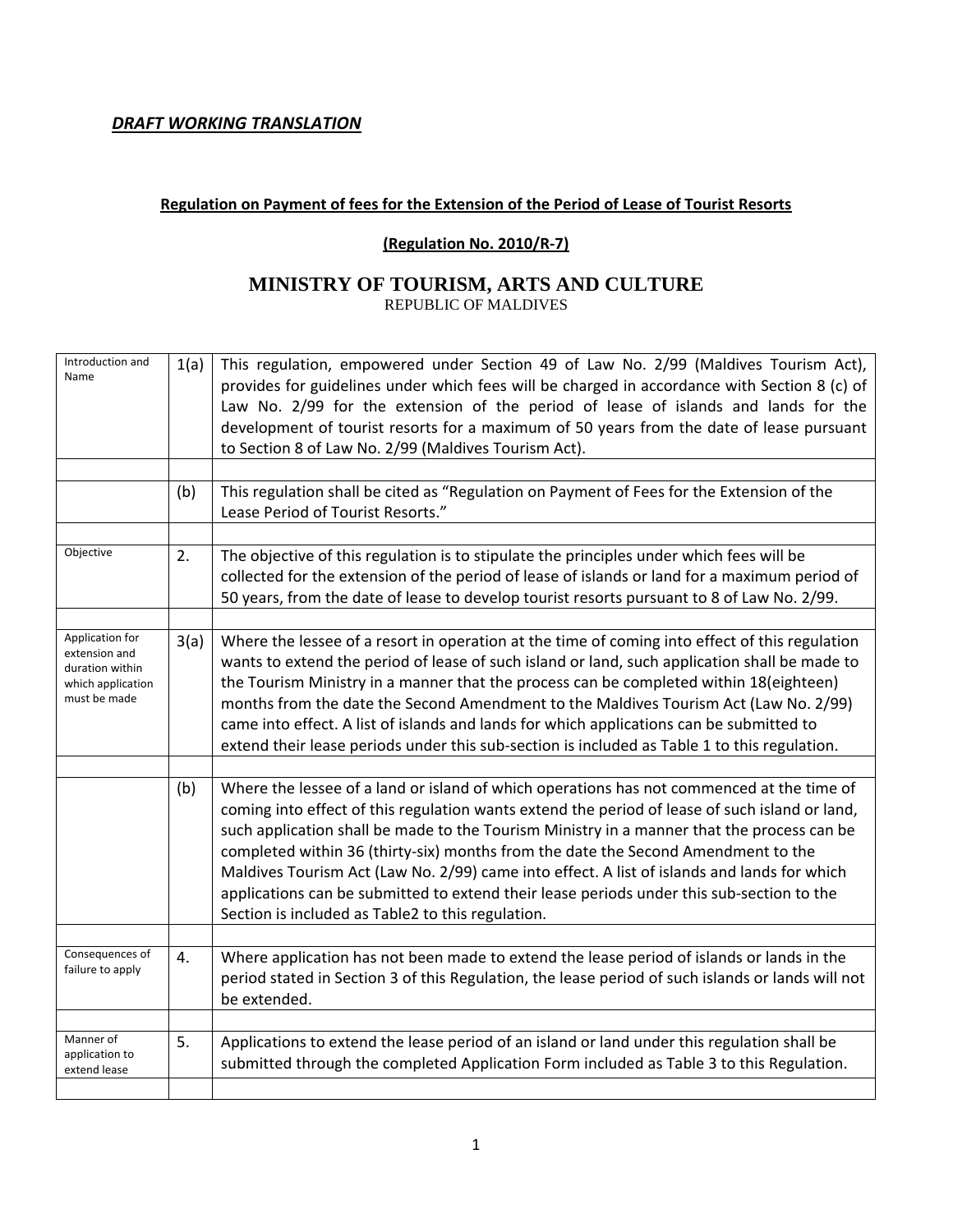***DRAFT WORKING TRANSLATION***

**Regulation on Payment of fees for the Extension of the Period of Lease of Tourist Resorts**

**(Regulation No. 2010/R-7)**

# MINISTRY OF TOURISM, ARTS AND CULTURE

REPUBLIC OF MALDIVES

| | | |
|---|---|---|
| Introduction and Name | 1(a) | This regulation, empowered under Section 49 of Law No. 2/99 (Maldives Tourism Act), provides for guidelines under which fees will be charged in accordance with Section 8 (c) of Law No. 2/99 for the extension of the period of lease of islands and lands for the development of tourist resorts for a maximum of 50 years from the date of lease pursuant to Section 8 of Law No. 2/99 (Maldives Tourism Act). |
| | | |
| | (b) | This regulation shall be cited as "Regulation on Payment of Fees for the Extension of the Lease Period of Tourist Resorts." |
| | | |
| Objective | 2. | The objective of this regulation is to stipulate the principles under which fees will be collected for the extension of the period of lease of islands or land for a maximum period of 50 years, from the date of lease to develop tourist resorts pursuant to 8 of Law No. 2/99. |
| | | |
| Application for extension and duration within which application must be made | 3(a) | Where the lessee of a resort in operation at the time of coming into effect of this regulation wants to extend the period of lease of such island or land, such application shall be made to the Tourism Ministry in a manner that the process can be completed within 18(eighteen) months from the date the Second Amendment to the Maldives Tourism Act (Law No. 2/99) came into effect. A list of islands and lands for which applications can be submitted to extend their lease periods under this sub-section is included as Table 1 to this regulation. |
| | | |
| | (b) | Where the lessee of a land or island of which operations has not commenced at the time of coming into effect of this regulation wants extend the period of lease of such island or land, such application shall be made to the Tourism Ministry in a manner that the process can be completed within 36 (thirty-six) months from the date the Second Amendment to the Maldives Tourism Act (Law No. 2/99) came into effect. A list of islands and lands for which applications can be submitted to extend their lease periods under this sub-section to the Section is included as Table2 to this regulation. |
| | | |
| Consequences of failure to apply | 4. | Where application has not been made to extend the lease period of islands or lands in the period stated in Section 3 of this Regulation, the lease period of such islands or lands will not be extended. |
| | | |
| Manner of application to extend lease | 5. | Applications to extend the lease period of an island or land under this regulation shall be submitted through the completed Application Form included as Table 3 to this Regulation. |
| | | |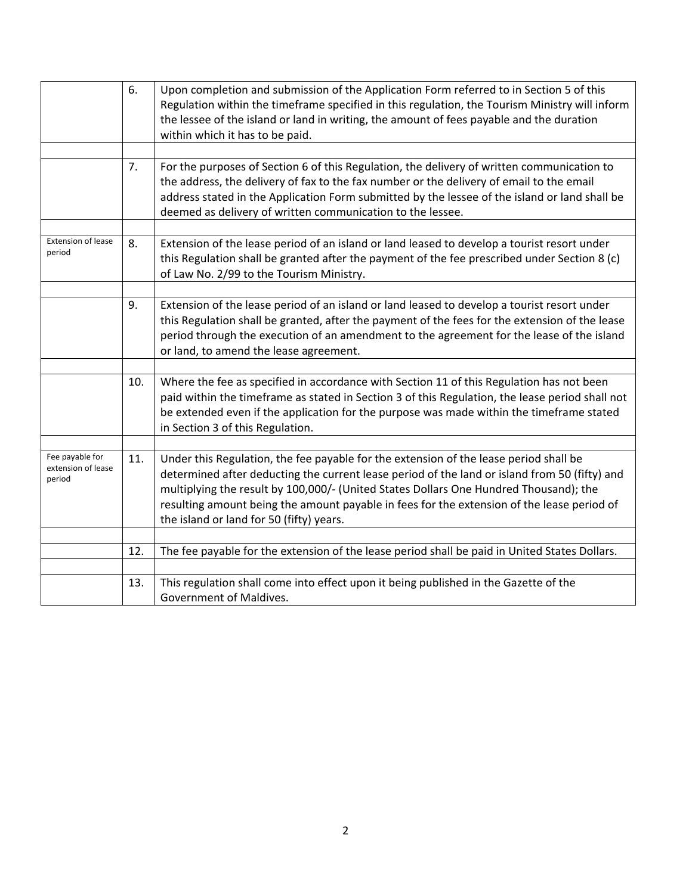| | | |
|---|---|---|
| | 6. | Upon completion and submission of the Application Form referred to in Section 5 of this Regulation within the timeframe specified in this regulation, the Tourism Ministry will inform the lessee of the island or land in writing, the amount of fees payable and the duration within which it has to be paid. |
| | | |
| | 7. | For the purposes of Section 6 of this Regulation, the delivery of written communication to the address, the delivery of fax to the fax number or the delivery of email to the email address stated in the Application Form submitted by the lessee of the island or land shall be deemed as delivery of written communication to the lessee. |
| | | |
| Extension of lease period | 8. | Extension of the lease period of an island or land leased to develop a tourist resort under this Regulation shall be granted after the payment of the fee prescribed under Section 8 (c) of Law No. 2/99 to the Tourism Ministry. |
| | | |
| | 9. | Extension of the lease period of an island or land leased to develop a tourist resort under this Regulation shall be granted, after the payment of the fees for the extension of the lease period through the execution of an amendment to the agreement for the lease of the island or land, to amend the lease agreement. |
| | | |
| | 10. | Where the fee as specified in accordance with Section 11 of this Regulation has not been paid within the timeframe as stated in Section 3 of this Regulation, the lease period shall not be extended even if the application for the purpose was made within the timeframe stated in Section 3 of this Regulation. |
| | | |
| Fee payable for extension of lease period | 11. | Under this Regulation, the fee payable for the extension of the lease period shall be determined after deducting the current lease period of the land or island from 50 (fifty) and multiplying the result by 100,000/- (United States Dollars One Hundred Thousand); the resulting amount being the amount payable in fees for the extension of the lease period of the island or land for 50 (fifty) years. |
| | | |
| | 12. | The fee payable for the extension of the lease period shall be paid in United States Dollars. |
| | | |
| | 13. | This regulation shall come into effect upon it being published in the Gazette of the Government of Maldives. |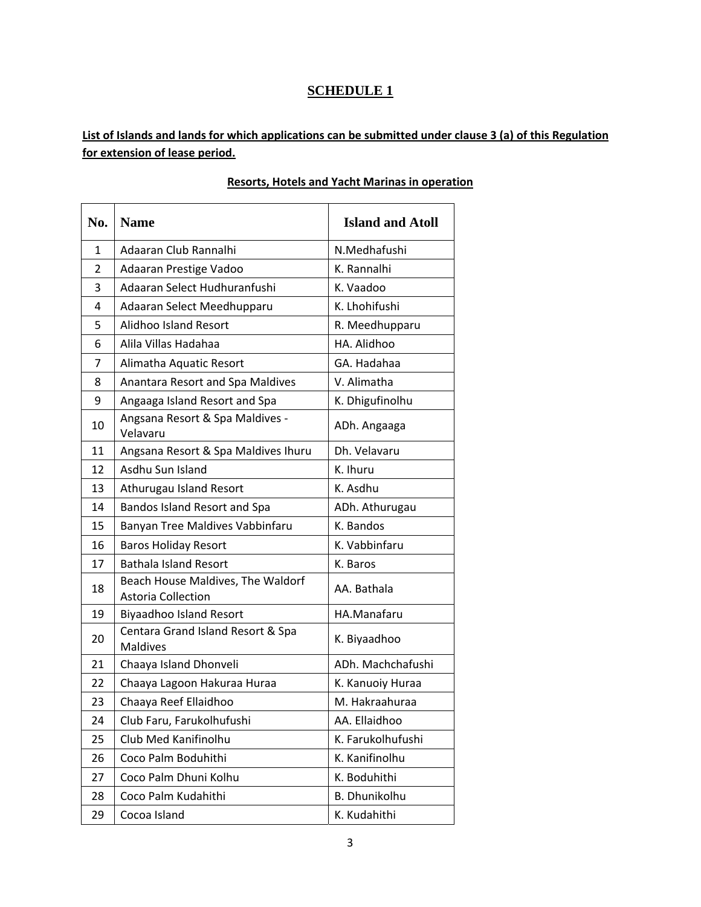## SCHEDULE 1

**List of Islands and lands for which applications can be submitted under clause 3 (a) of this Regulation for extension of lease period.**

**Resorts, Hotels and Yacht Marinas in operation**

| No. | Name | Island and Atoll |
|---|---|---|
| 1 | Adaaran Club Rannalhi | N.Medhafushi |
| 2 | Adaaran Prestige Vadoo | K. Rannalhi |
| 3 | Adaaran Select Hudhuranfushi | K. Vaadoo |
| 4 | Adaaran Select Meedhupparu | K. Lhohifushi |
| 5 | Alidhoo Island Resort | R. Meedhupparu |
| 6 | Alila Villas Hadahaa | HA. Alidhoo |
| 7 | Alimatha Aquatic Resort | GA. Hadahaa |
| 8 | Anantara Resort and Spa Maldives | V. Alimatha |
| 9 | Angaaga Island Resort and Spa | K. Dhigufinolhu |
| 10 | Angsana Resort & Spa Maldives - Velavaru | ADh. Angaaga |
| 11 | Angsana Resort & Spa Maldives Ihuru | Dh. Velavaru |
| 12 | Asdhu Sun Island | K. Ihuru |
| 13 | Athurugau Island Resort | K. Asdhu |
| 14 | Bandos Island Resort and Spa | ADh. Athurugau |
| 15 | Banyan Tree Maldives Vabbinfaru | K. Bandos |
| 16 | Baros Holiday Resort | K. Vabbinfaru |
| 17 | Bathala Island Resort | K. Baros |
| 18 | Beach House Maldives, The Waldorf Astoria Collection | AA. Bathala |
| 19 | Biyaadhoo Island Resort | HA.Manafaru |
| 20 | Centara Grand Island Resort & Spa Maldives | K. Biyaadhoo |
| 21 | Chaaya Island Dhonveli | ADh. Machchafushi |
| 22 | Chaaya Lagoon Hakuraa Huraa | K. Kanuoiy Huraa |
| 23 | Chaaya Reef Ellaidhoo | M. Hakraahuraa |
| 24 | Club Faru, Farukolhufushi | AA. Ellaidhoo |
| 25 | Club Med Kanifinolhu | K. Farukolhufushi |
| 26 | Coco Palm Boduhithi | K. Kanifinolhu |
| 27 | Coco Palm Dhuni Kolhu | K. Boduhithi |
| 28 | Coco Palm Kudahithi | B. Dhunikolhu |
| 29 | Cocoa Island | K. Kudahithi |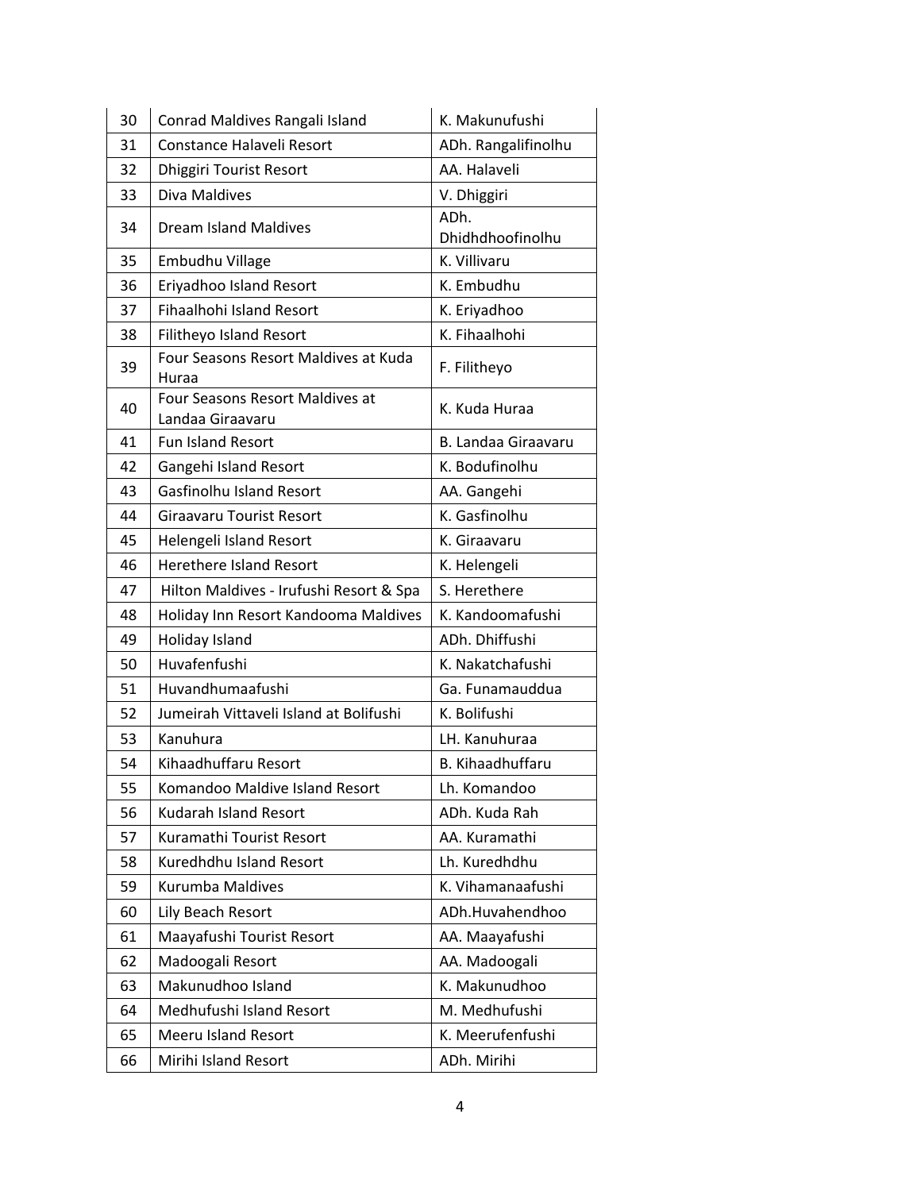| 30 | Conrad Maldives Rangali Island | K. Makunufushi |
|---|---|---|
| 31 | Constance Halaveli Resort | ADh. Rangalifinolhu |
| 32 | Dhiggiri Tourist Resort | AA. Halaveli |
| 33 | Diva Maldives | V. Dhiggiri |
| 34 | Dream Island Maldives | ADh. Dhidhdhoofinolhu |
| 35 | Embudhu Village | K. Villivaru |
| 36 | Eriyadhoo Island Resort | K. Embudhu |
| 37 | Fihaalhohi Island Resort | K. Eriyadhoo |
| 38 | Filitheyo Island Resort | K. Fihaalhohi |
| 39 | Four Seasons Resort Maldives at Kuda Huraa | F. Filitheyo |
| 40 | Four Seasons Resort Maldives at Landaa Giraavaru | K. Kuda Huraa |
| 41 | Fun Island Resort | B. Landaa Giraavaru |
| 42 | Gangehi Island Resort | K. Bodufinolhu |
| 43 | Gasfinolhu Island Resort | AA. Gangehi |
| 44 | Giraavaru Tourist Resort | K. Gasfinolhu |
| 45 | Helengeli Island Resort | K. Giraavaru |
| 46 | Herethere Island Resort | K. Helengeli |
| 47 | Hilton Maldives - Irufushi Resort & Spa | S. Herethere |
| 48 | Holiday Inn Resort Kandooma Maldives | K. Kandoomafushi |
| 49 | Holiday Island | ADh. Dhiffushi |
| 50 | Huvafenfushi | K. Nakatchafushi |
| 51 | Huvandhumaafushi | Ga. Funamauddua |
| 52 | Jumeirah Vittaveli Island at Bolifushi | K. Bolifushi |
| 53 | Kanuhura | LH. Kanuhuraa |
| 54 | Kihaadhuffaru Resort | B. Kihaadhuffaru |
| 55 | Komandoo Maldive Island Resort | Lh. Komandoo |
| 56 | Kudarah Island Resort | ADh. Kuda Rah |
| 57 | Kuramathi Tourist Resort | AA. Kuramathi |
| 58 | Kuredhdhu Island Resort | Lh. Kuredhdhu |
| 59 | Kurumba Maldives | K. Vihamanaafushi |
| 60 | Lily Beach Resort | ADh.Huvahendhoo |
| 61 | Maayafushi Tourist Resort | AA. Maayafushi |
| 62 | Madoogali Resort | AA. Madoogali |
| 63 | Makunudhoo Island | K. Makunudhoo |
| 64 | Medhufushi Island Resort | M. Medhufushi |
| 65 | Meeru Island Resort | K. Meerufenfushi |
| 66 | Mirihi Island Resort | ADh. Mirihi |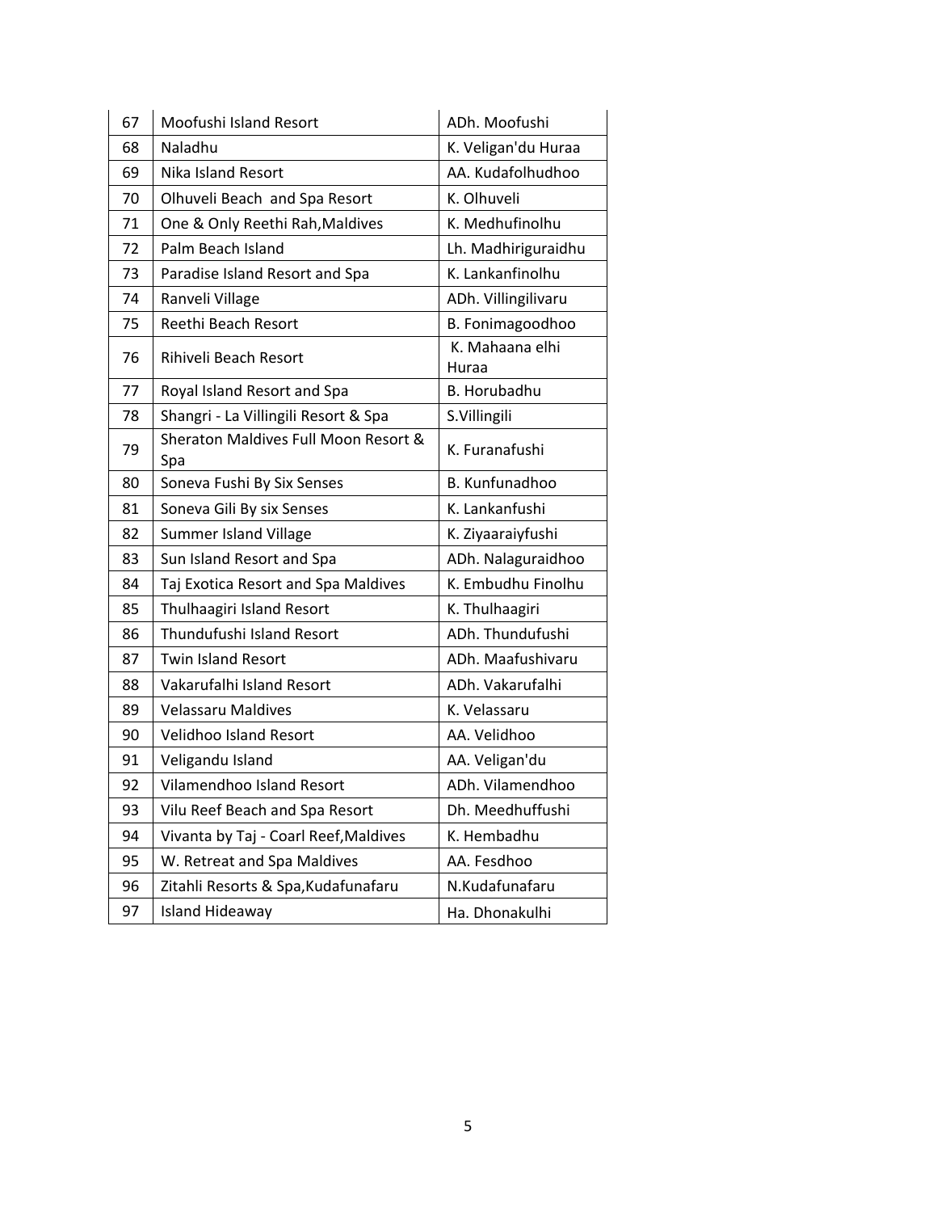| | | |
|---|---|---|
| 67 | Moofushi Island Resort | ADh. Moofushi |
| 68 | Naladhu | K. Veligan'du Huraa |
| 69 | Nika Island Resort | AA. Kudafolhudhoo |
| 70 | Olhuveli Beach  and Spa Resort | K. Olhuveli |
| 71 | One & Only Reethi Rah,Maldives | K. Medhufinolhu |
| 72 | Palm Beach Island | Lh. Madhiriguraidhu |
| 73 | Paradise Island Resort and Spa | K. Lankanfinolhu |
| 74 | Ranveli Village | ADh. Villingilivaru |
| 75 | Reethi Beach Resort | B. Fonimagoodhoo |
| 76 | Rihiveli Beach Resort | K. Mahaana elhi Huraa |
| 77 | Royal Island Resort and Spa | B. Horubadhu |
| 78 | Shangri - La Villingili Resort & Spa | S.Villingili |
| 79 | Sheraton Maldives Full Moon Resort & Spa | K. Furanafushi |
| 80 | Soneva Fushi By Six Senses | B. Kunfunadhoo |
| 81 | Soneva Gili By six Senses | K. Lankanfushi |
| 82 | Summer Island Village | K. Ziyaaraiyfushi |
| 83 | Sun Island Resort and Spa | ADh. Nalaguraidhoo |
| 84 | Taj Exotica Resort and Spa Maldives | K. Embudhu Finolhu |
| 85 | Thulhaagiri Island Resort | K. Thulhaagiri |
| 86 | Thundufushi Island Resort | ADh. Thundufushi |
| 87 | Twin Island Resort | ADh. Maafushivaru |
| 88 | Vakarufalhi Island Resort | ADh. Vakarufalhi |
| 89 | Velassaru Maldives | K. Velassaru |
| 90 | Velidhoo Island Resort | AA. Velidhoo |
| 91 | Veligandu Island | AA. Veligan'du |
| 92 | Vilamendhoo Island Resort | ADh. Vilamendhoo |
| 93 | Vilu Reef Beach and Spa Resort | Dh. Meedhuffushi |
| 94 | Vivanta by Taj - Coarl Reef,Maldives | K. Hembadhu |
| 95 | W. Retreat and Spa Maldives | AA. Fesdhoo |
| 96 | Zitahli Resorts & Spa,Kudafunafaru | N.Kudafunafaru |
| 97 | Island Hideaway | Ha. Dhonakulhi |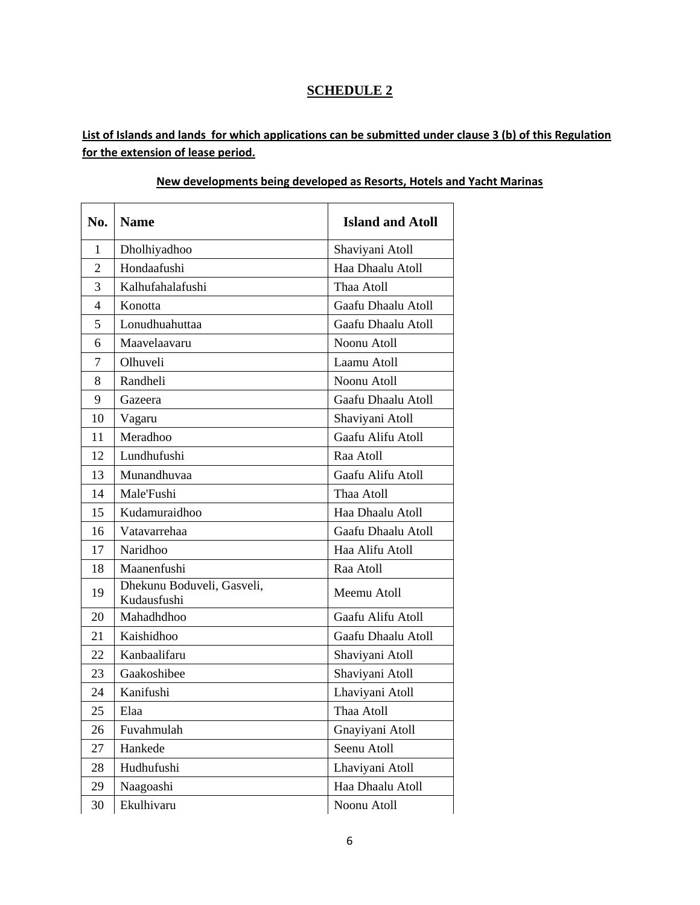## SCHEDULE 2

**List of Islands and lands for which applications can be submitted under clause 3 (b) of this Regulation for the extension of lease period.**

**New developments being developed as Resorts, Hotels and Yacht Marinas**

| No. | Name | Island and Atoll |
|---|---|---|
| 1 | Dholhiyadhoo | Shaviyani Atoll |
| 2 | Hondaafushi | Haa Dhaalu Atoll |
| 3 | Kalhufahalafushi | Thaa Atoll |
| 4 | Konotta | Gaafu Dhaalu Atoll |
| 5 | Lonudhuahuttaa | Gaafu Dhaalu Atoll |
| 6 | Maavelaavaru | Noonu Atoll |
| 7 | Olhuveli | Laamu Atoll |
| 8 | Randheli | Noonu Atoll |
| 9 | Gazeera | Gaafu Dhaalu Atoll |
| 10 | Vagaru | Shaviyani Atoll |
| 11 | Meradhoo | Gaafu Alifu Atoll |
| 12 | Lundhufushi | Raa Atoll |
| 13 | Munandhuvaa | Gaafu Alifu Atoll |
| 14 | Male'Fushi | Thaa Atoll |
| 15 | Kudamuraidhoo | Haa Dhaalu Atoll |
| 16 | Vatavarrehaa | Gaafu Dhaalu Atoll |
| 17 | Naridhoo | Haa Alifu Atoll |
| 18 | Maanenfushi | Raa Atoll |
| 19 | Dhekunu Boduveli, Gasveli, Kudausfushi | Meemu Atoll |
| 20 | Mahadhdhoo | Gaafu Alifu Atoll |
| 21 | Kaishidhoo | Gaafu Dhaalu Atoll |
| 22 | Kanbaalifaru | Shaviyani Atoll |
| 23 | Gaakoshibee | Shaviyani Atoll |
| 24 | Kanifushi | Lhaviyani Atoll |
| 25 | Elaa | Thaa Atoll |
| 26 | Fuvahmulah | Gnayiyani Atoll |
| 27 | Hankede | Seenu Atoll |
| 28 | Hudhufushi | Lhaviyani Atoll |
| 29 | Naagoashi | Haa Dhaalu Atoll |
| 30 | Ekulhivaru | Noonu Atoll |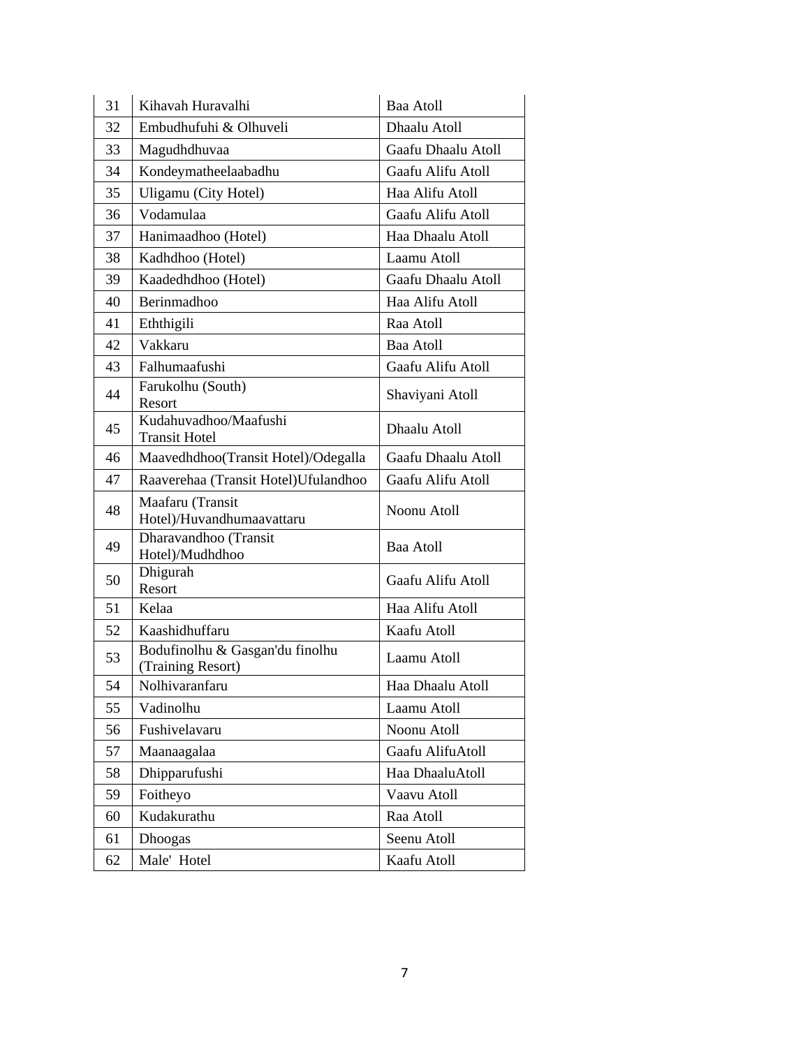| 31 | Kihavah Huravalhi | Baa Atoll |
|---|---|---|
| 32 | Embudhufuhi & Olhuveli | Dhaalu Atoll |
| 33 | Magudhdhuvaa | Gaafu Dhaalu Atoll |
| 34 | Kondeymatheelaabadhu | Gaafu Alifu Atoll |
| 35 | Uligamu (City Hotel) | Haa Alifu Atoll |
| 36 | Vodamulaa | Gaafu Alifu Atoll |
| 37 | Hanimaadhoo (Hotel) | Haa Dhaalu Atoll |
| 38 | Kadhdhoo (Hotel) | Laamu Atoll |
| 39 | Kaadedhdhoo (Hotel) | Gaafu Dhaalu Atoll |
| 40 | Berinmadhoo | Haa Alifu Atoll |
| 41 | Eththigili | Raa Atoll |
| 42 | Vakkaru | Baa Atoll |
| 43 | Falhumaafushi | Gaafu Alifu Atoll |
| 44 | Farukolhu (South) Resort | Shaviyani Atoll |
| 45 | Kudahuvadhoo/Maafushi Transit Hotel | Dhaalu Atoll |
| 46 | Maavedhdhoo(Transit Hotel)/Odegalla | Gaafu Dhaalu Atoll |
| 47 | Raaverehaa (Transit Hotel)Ufulandhoo | Gaafu Alifu Atoll |
| 48 | Maafaru (Transit Hotel)/Huvandhumaavattaru | Noonu Atoll |
| 49 | Dharavandhoo (Transit Hotel)/Mudhdhoo | Baa Atoll |
| 50 | Dhigurah Resort | Gaafu Alifu Atoll |
| 51 | Kelaa | Haa Alifu Atoll |
| 52 | Kaashidhuffaru | Kaafu Atoll |
| 53 | Bodufinolhu & Gasgan'du finolhu (Training Resort) | Laamu Atoll |
| 54 | Nolhivaranfaru | Haa Dhaalu Atoll |
| 55 | Vadinolhu | Laamu Atoll |
| 56 | Fushivelavaru | Noonu Atoll |
| 57 | Maanaagalaa | Gaafu AlifuAtoll |
| 58 | Dhipparufushi | Haa DhaaluAtoll |
| 59 | Foitheyo | Vaavu Atoll |
| 60 | Kudakurathu | Raa Atoll |
| 61 | Dhoogas | Seenu Atoll |
| 62 | Male' Hotel | Kaafu Atoll |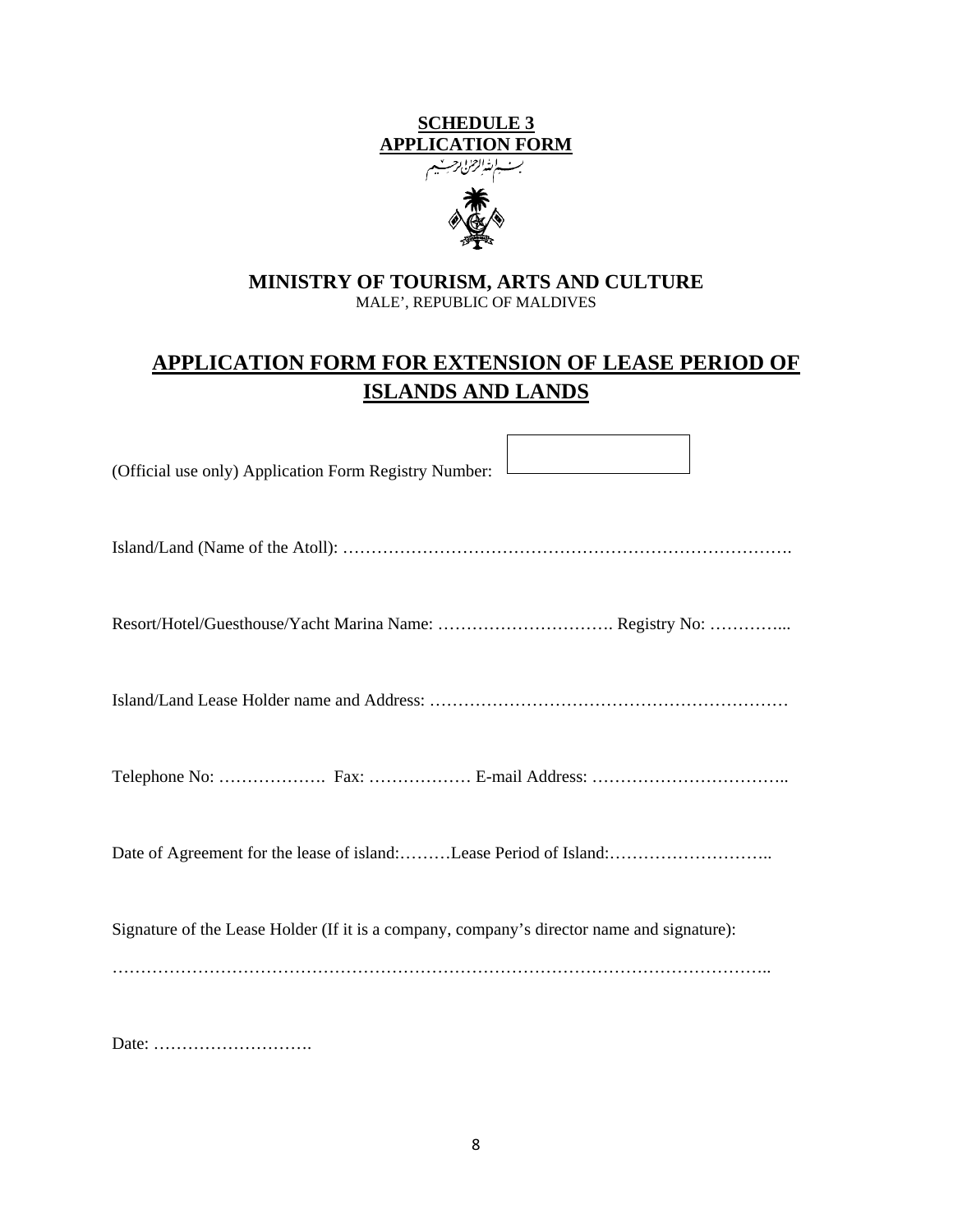**SCHEDULE 3**
**APPLICATION FORM**

بسم الله الرحمن الرحيم

**MINISTRY OF TOURISM, ARTS AND CULTURE**
MALE', REPUBLIC OF MALDIVES

# APPLICATION FORM FOR EXTENSION OF LEASE PERIOD OF ISLANDS AND LANDS

(Official use only) Application Form Registry Number:

Island/Land (Name of the Atoll): …………………………………………………………………….

Resort/Hotel/Guesthouse/Yacht Marina Name: …………………………. Registry No: …………...

Island/Land Lease Holder name and Address: ………………………………………………………

Telephone No: ………………. Fax: ……………… E-mail Address: ……………………………..

Date of Agreement for the lease of island:………Lease Period of Island:………………………..

Signature of the Lease Holder (If it is a company, company's director name and signature):

…………………………………………………………………………………………………..

Date: ……………………….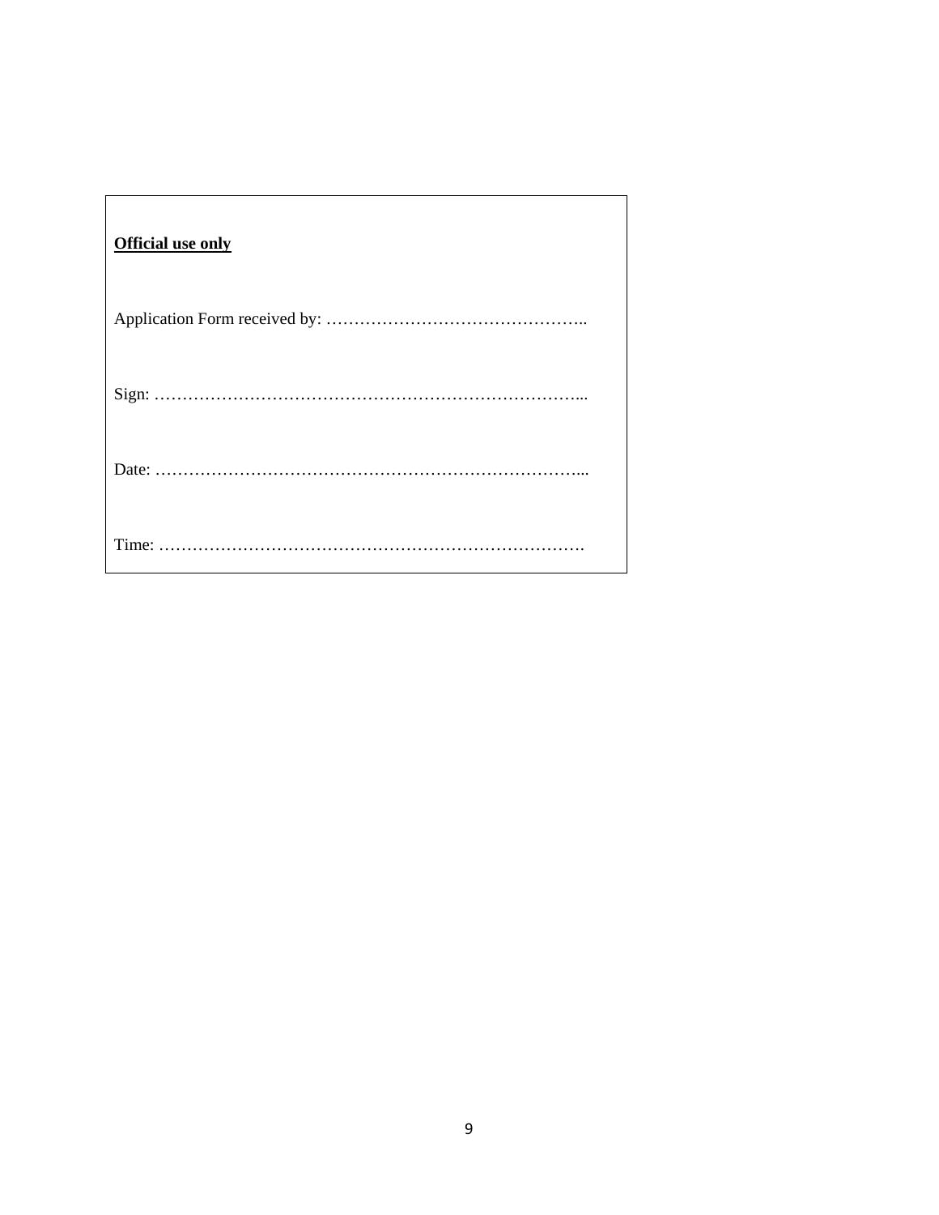**Official use only**

Application Form received by: ………………………………………..

Sign: …………………………………………………………………...

Date: …………………………………………………………………...

Time: ………………………………………………………………….